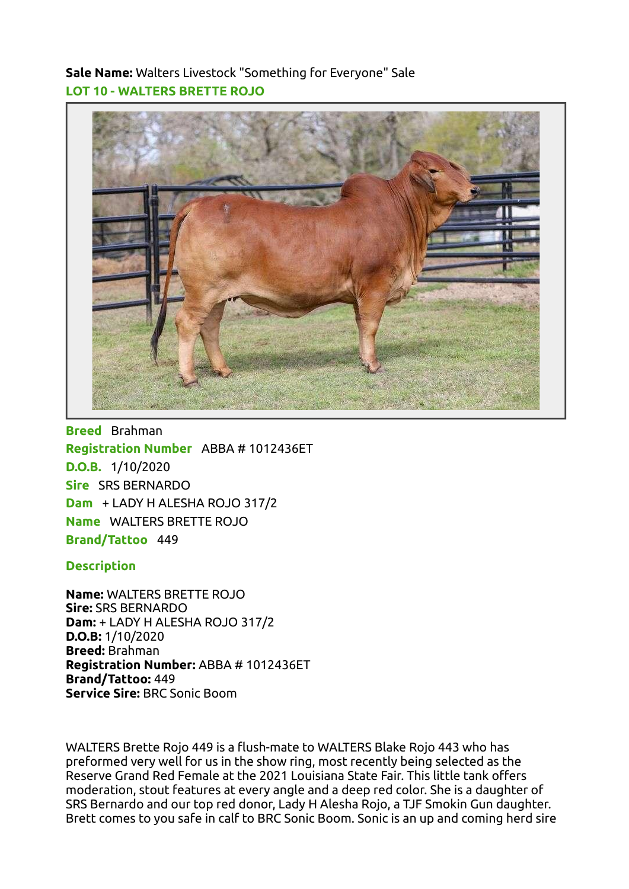**Sale Name:** Walters Livestock "Something for Everyone" Sale

## LOT 10 - WALTERS BRETTE ROJO

**Breed** Brahman
**Registration Number** ABBA # 1012436ET
**D.O.B.** 1/10/2020
**Sire** SRS BERNARDO
**Dam** + LADY H ALESHA ROJO 317/2
**Name** WALTERS BRETTE ROJO
**Brand/Tattoo** 449

### Description

**Name:** WALTERS BRETTE ROJO
**Sire:** SRS BERNARDO
**Dam:** + LADY H ALESHA ROJO 317/2
**D.O.B:** 1/10/2020
**Breed:** Brahman
**Registration Number:** ABBA # 1012436ET
**Brand/Tattoo:** 449
**Service Sire:** BRC Sonic Boom

WALTERS Brette Rojo 449 is a flush-mate to WALTERS Blake Rojo 443 who has preformed very well for us in the show ring, most recently being selected as the Reserve Grand Red Female at the 2021 Louisiana State Fair. This little tank offers moderation, stout features at every angle and a deep red color. She is a daughter of SRS Bernardo and our top red donor, Lady H Alesha Rojo, a TJF Smokin Gun daughter. Brett comes to you safe in calf to BRC Sonic Boom. Sonic is an up and coming herd sire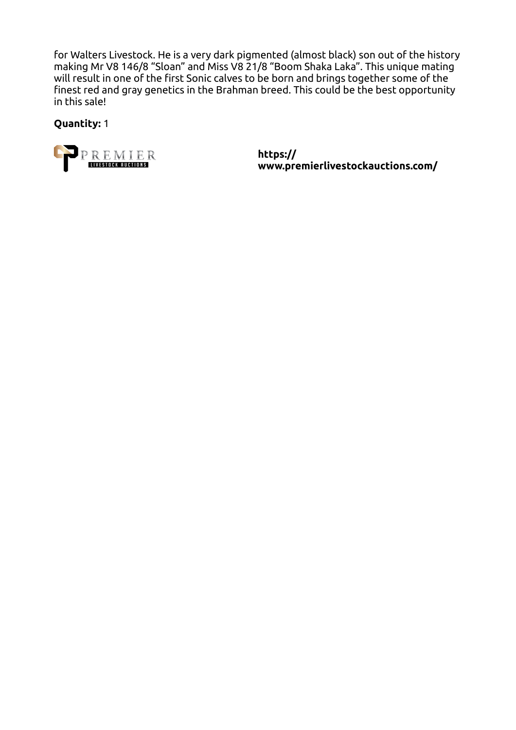for Walters Livestock. He is a very dark pigmented (almost black) son out of the history making Mr V8 146/8 "Sloan" and Miss V8 21/8 "Boom Shaka Laka". This unique mating will result in one of the first Sonic calves to be born and brings together some of the finest red and gray genetics in the Brahman breed. This could be the best opportunity in this sale!

**Quantity:** 1

PREMIER LIVESTOCK AUCTIONS

**https://www.premierlivestockauctions.com/**